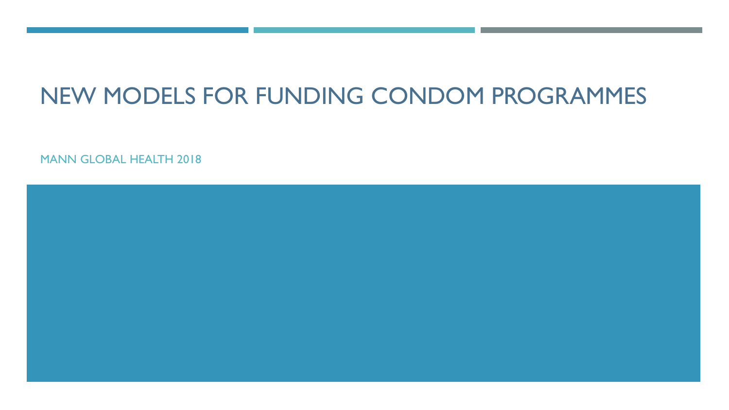# NEW MODELS FOR FUNDING CONDOM PROGRAMMES

MANN GLOBAL HEALTH 2018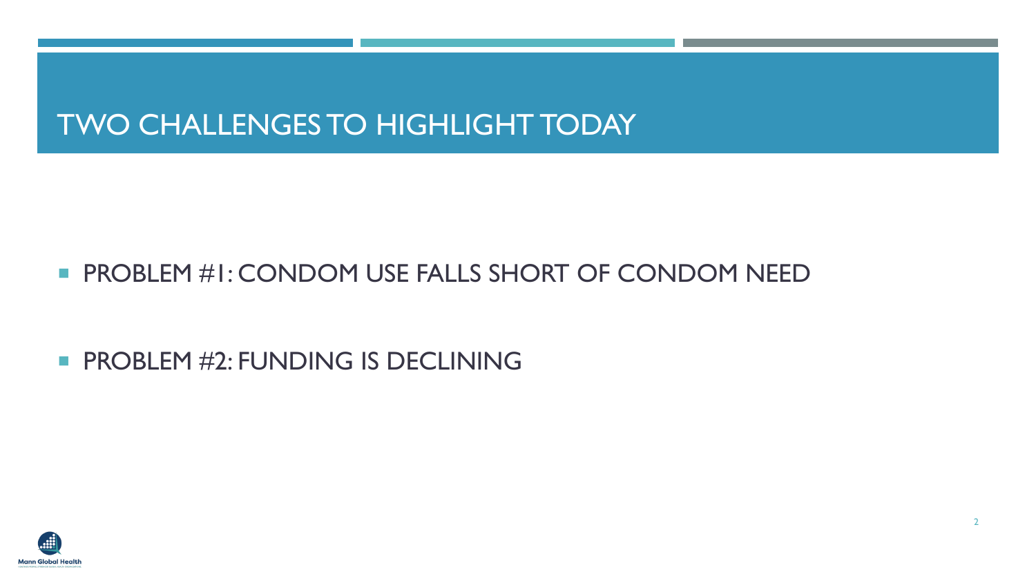# TWO CHALLENGES TO HIGHLIGHT TODAY

- PROBLEM #1: CONDOM USE FALLS SHORT OF CONDOM NEED
- PROBLEM #2: FUNDING IS DECLINING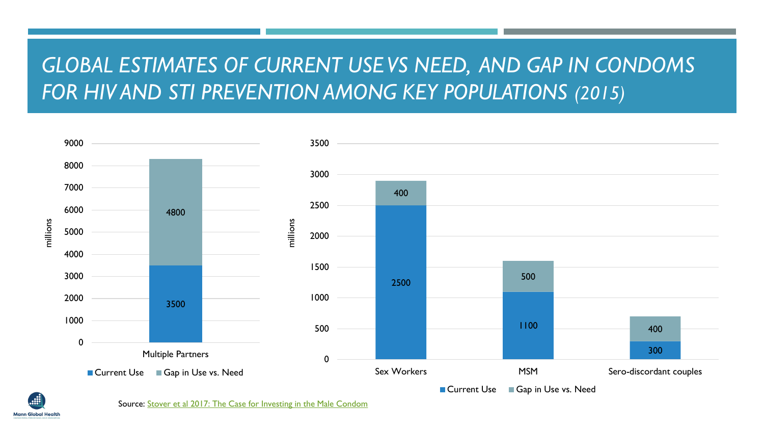# *GLOBAL ESTIMATES OF CURRENT USE VS NEED, AND GAP IN CONDOMS FOR HIV AND STI PREVENTION AMONG KEY POPULATIONS (2015)*

| Population | Current Use (millions) | Gap in Use vs. Need (millions) |
|---|---|---|
| Multiple Partners | 3500 | 4800 |
| Sex Workers | 2500 | 400 |
| MSM | 1100 | 500 |
| Sero-discordant couples | 300 | 400 |

Source: Stover et al 2017: The Case for Investing in the Male Condom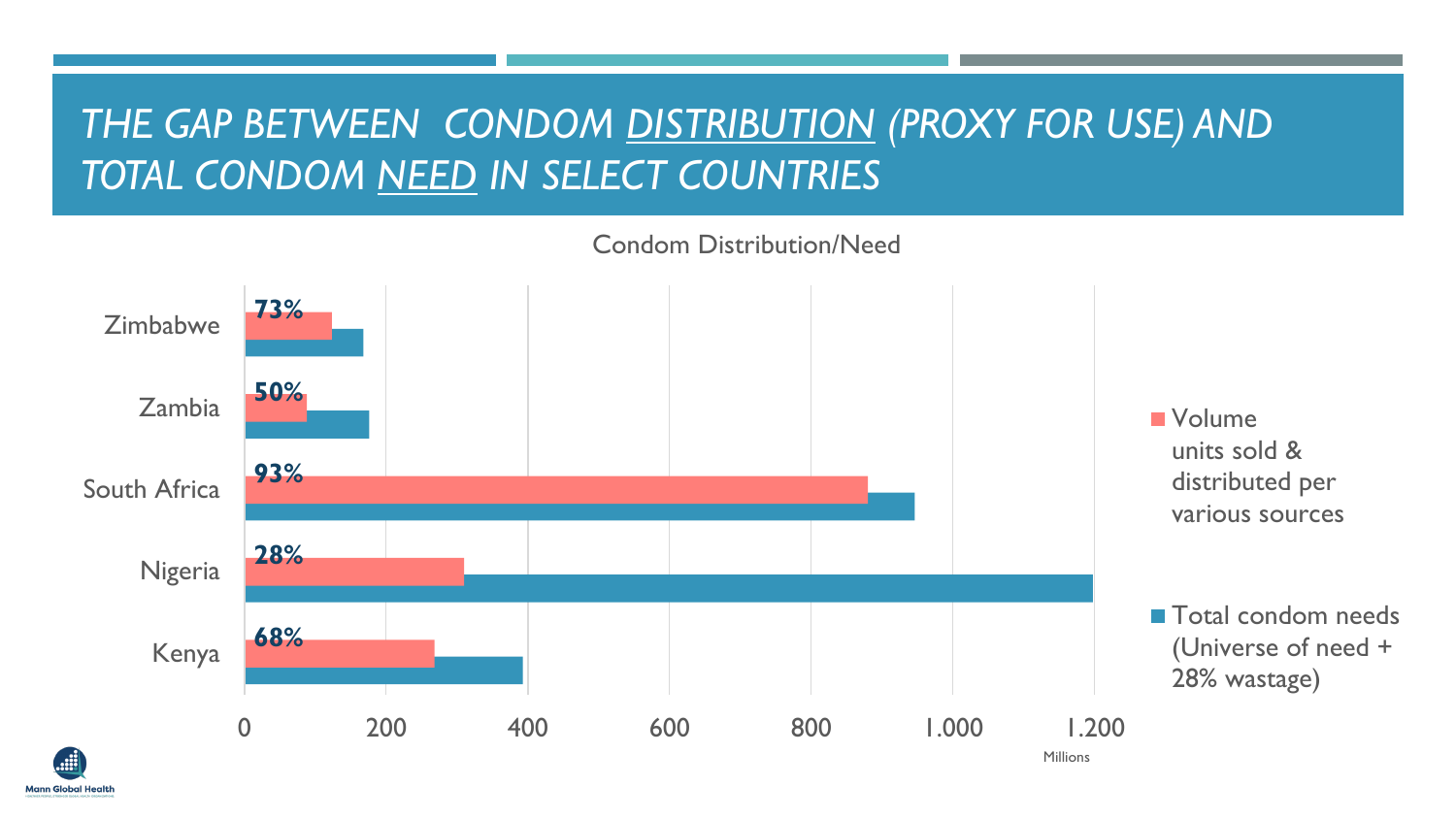# *THE GAP BETWEEN CONDOM DISTRIBUTION (PROXY FOR USE) AND TOTAL CONDOM NEED IN SELECT COUNTRIES*

Condom Distribution/Need

| Country | Distribution as % of need |
|---|---|
| Zimbabwe | **73%** |
| Zambia | **50%** |
| South Africa | **93%** |
| Nigeria | **28%** |
| Kenya | **68%** |

Axis: 0, 200, 400, 600, 800, 1.000, 1.200 (Millions)

- Volume units sold & distributed per various sources
- Total condom needs (Universe of need + 28% wastage)

Mann Global Health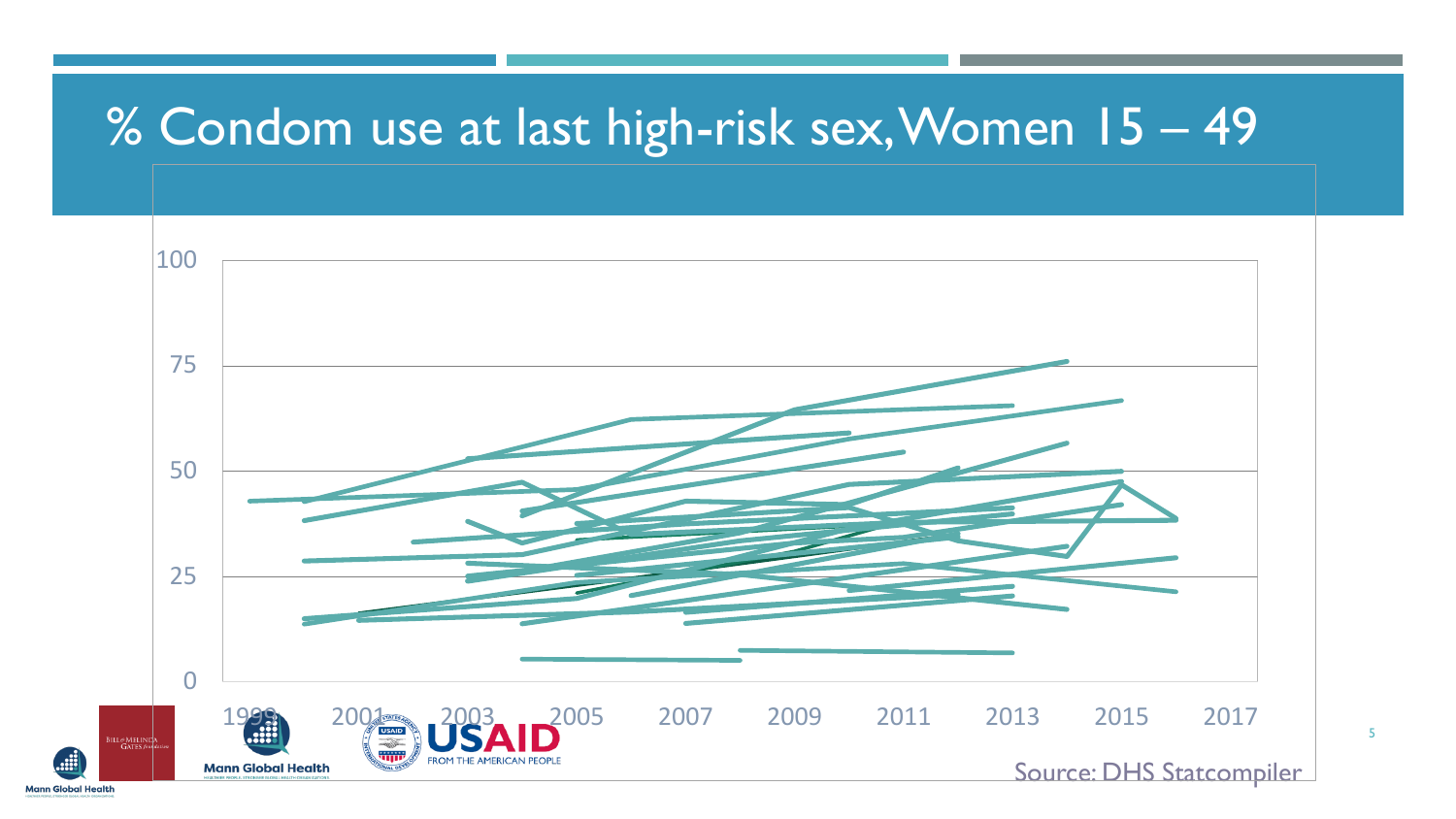# % Condom use at last high-risk sex, Women 15 – 49

100

75

50

25

0

1999 2001 2003 2005 2007 2009 2011 2013 2015 2017

Source: DHS Statcompiler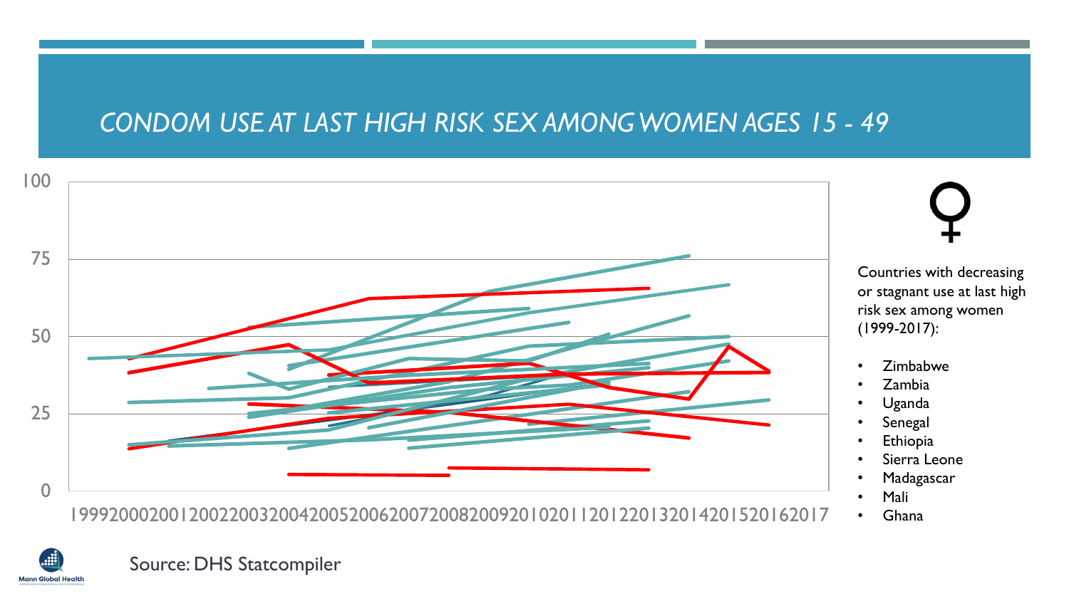# CONDOM USE AT LAST HIGH RISK SEX AMONG WOMEN AGES 15 - 49

Countries with decreasing or stagnant use at last high risk sex among women (1999-2017):

- Zimbabwe
- Zambia
- Uganda
- Senegal
- Ethiopia
- Sierra Leone
- Madagascar
- Mali
- Ghana

Source: DHS Statcompiler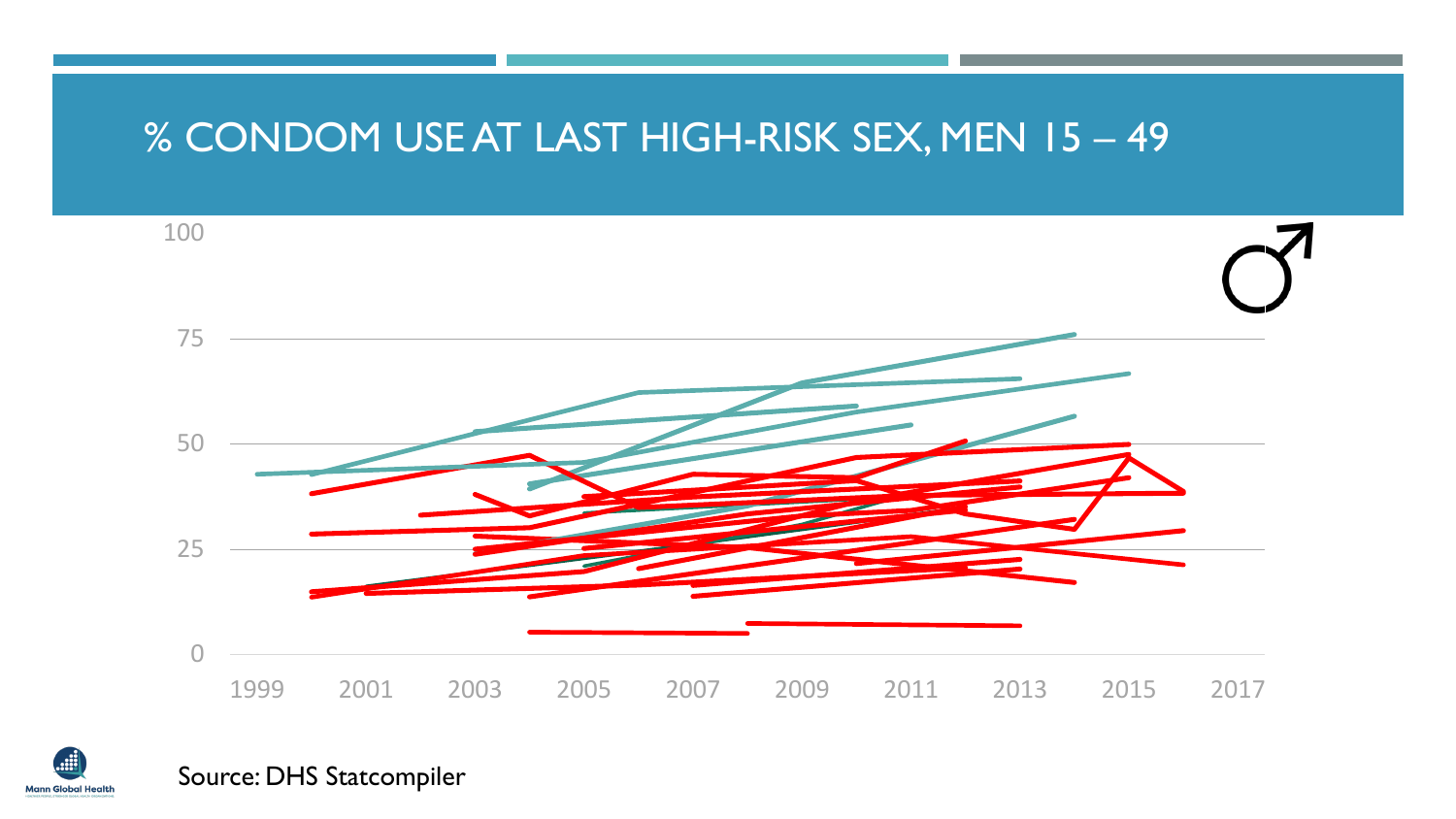# % CONDOM USE AT LAST HIGH-RISK SEX, MEN 15 – 49

Source: DHS Statcompiler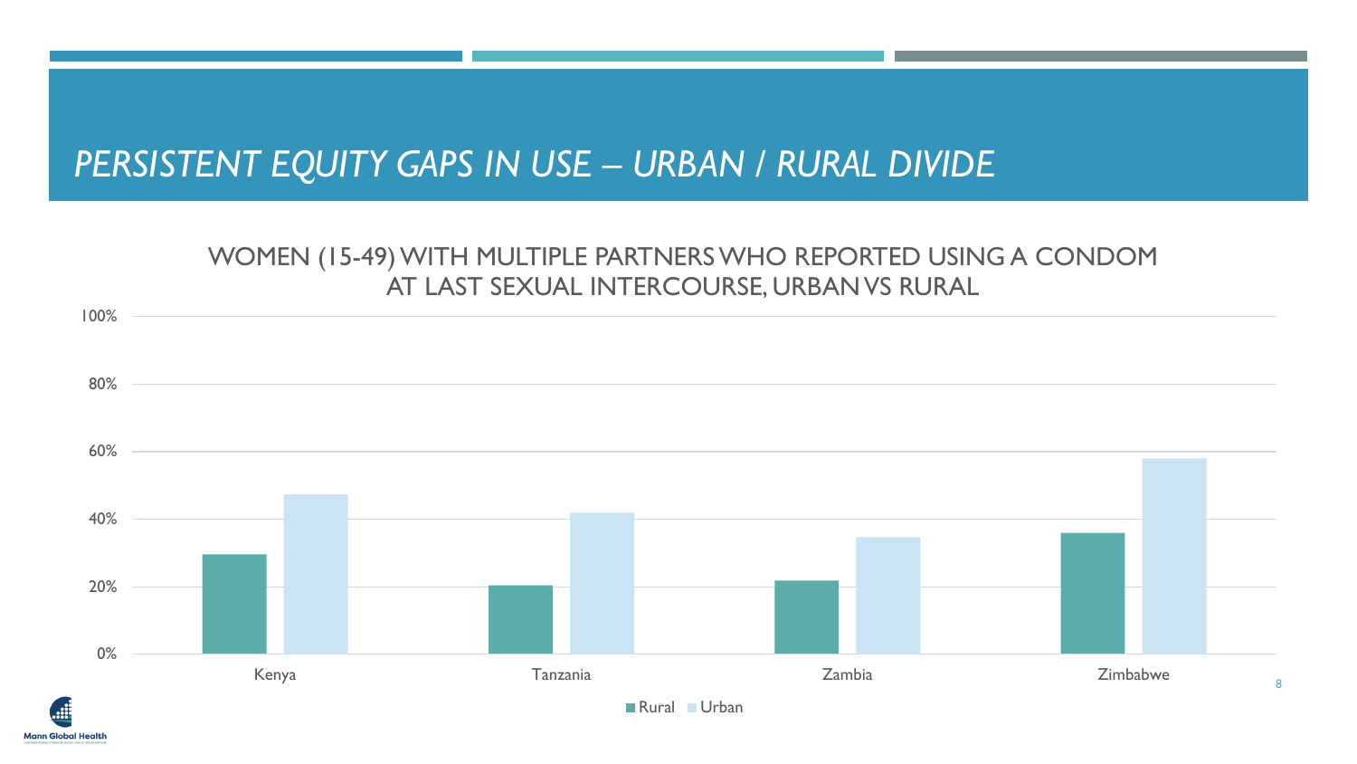# *PERSISTENT EQUITY GAPS IN USE – URBAN / RURAL DIVIDE*

WOMEN (15-49) WITH MULTIPLE PARTNERS WHO REPORTED USING A CONDOM AT LAST SEXUAL INTERCOURSE, URBAN VS RURAL

100%

80%

60%

40%

20%

0%

Kenya Tanzania Zambia Zimbabwe

Rural Urban

Mann Global Health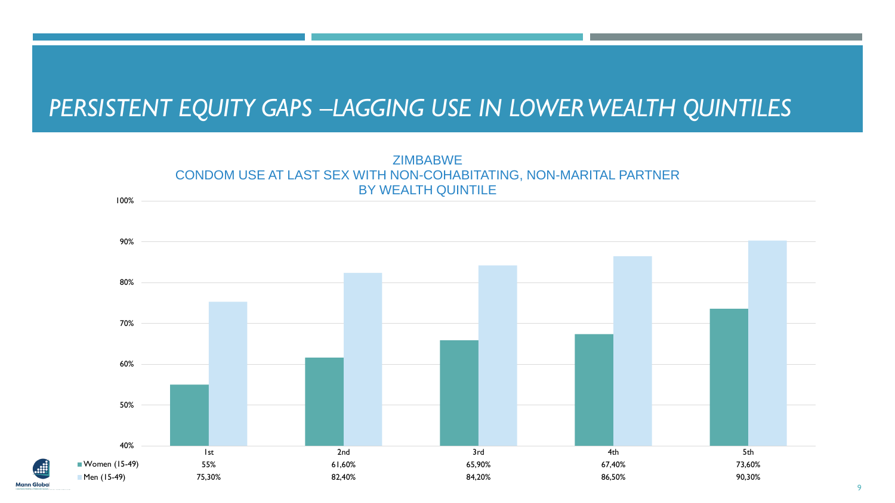# *PERSISTENT EQUITY GAPS –LAGGING USE IN LOWER WEALTH QUINTILES*

ZIMBABWE
CONDOM USE AT LAST SEX WITH NON-COHABITATING, NON-MARITAL PARTNER
BY WEALTH QUINTILE

| | 1st | 2nd | 3rd | 4th | 5th |
|---|---|---|---|---|---|
| Women (15-49) | 55% | 61,60% | 65,90% | 67,40% | 73,60% |
| Men (15-49) | 75,30% | 82,40% | 84,20% | 86,50% | 90,30% |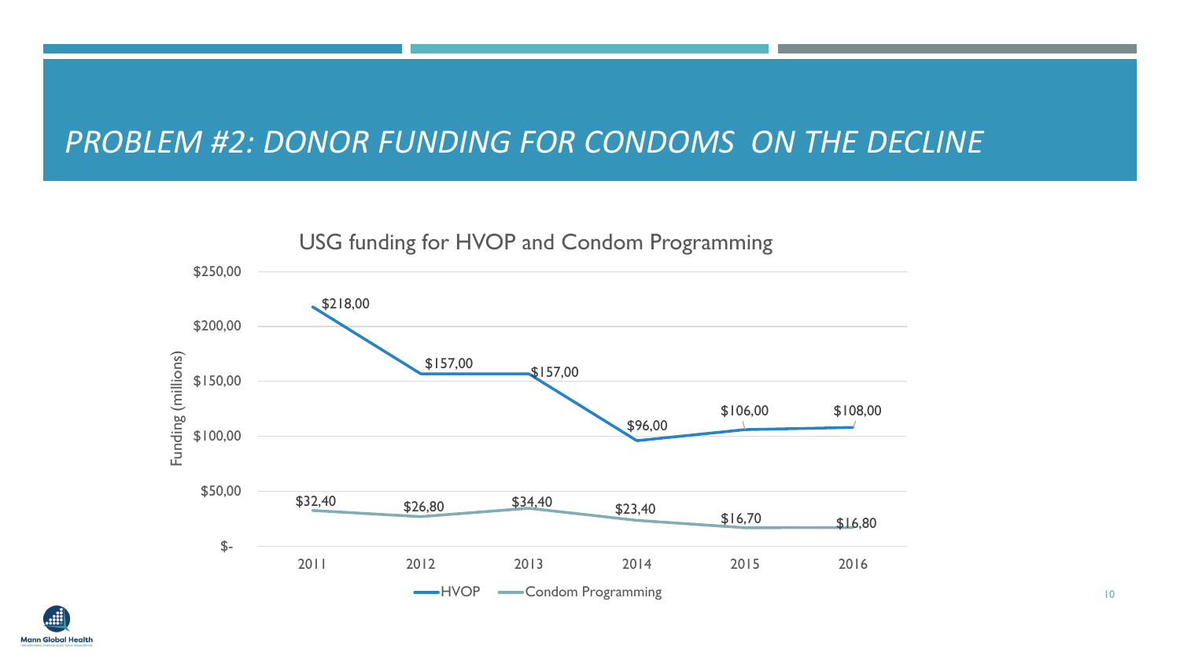# PROBLEM #2: DONOR FUNDING FOR CONDOMS ON THE DECLINE

USG funding for HVOP and Condom Programming

| Year | HVOP | Condom Programming |
|---|---|---|
| 2011 | $218,00 | $32,40 |
| 2012 | $157,00 | $26,80 |
| 2013 | $157,00 | $34,40 |
| 2014 | $96,00 | $23,40 |
| 2015 | $106,00 | $16,70 |
| 2016 | $108,00 | $16,80 |

Funding (millions)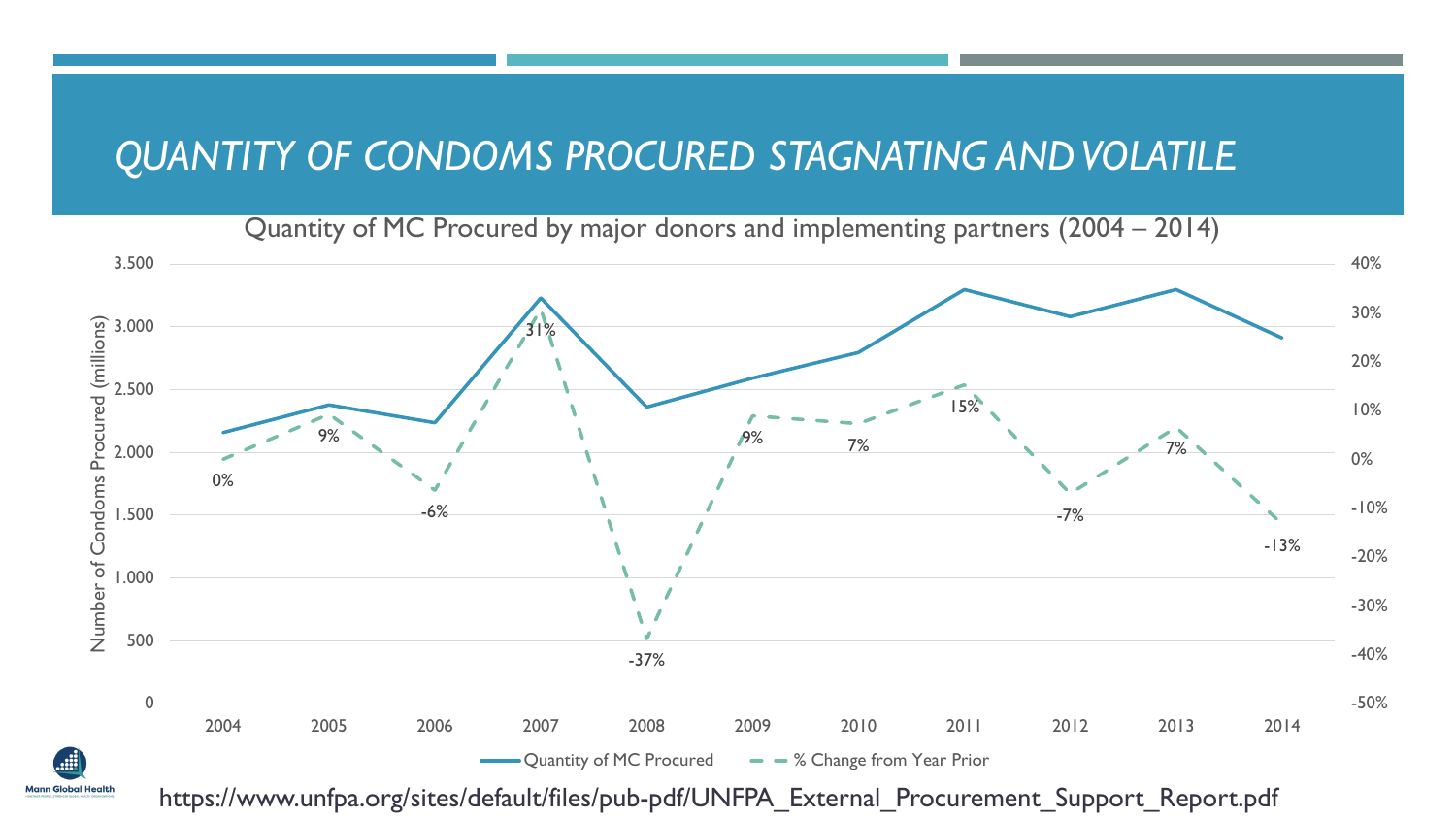# QUANTITY OF CONDOMS PROCURED STAGNATING AND VOLATILE

Quantity of MC Procured by major donors and implementing partners (2004 – 2014)

| Year | % Change from Year Prior |
| --- | --- |
| 2004 | 0% |
| 2005 | 9% |
| 2006 | -6% |
| 2007 | 31% |
| 2008 | -37% |
| 2009 | 9% |
| 2010 | 7% |
| 2011 | 15% |
| 2012 | -7% |
| 2013 | 7% |
| 2014 | -13% |

Number of Condoms Procured (millions)

Quantity of MC Procured — % Change from Year Prior

https://www.unfpa.org/sites/default/files/pub-pdf/UNFPA_External_Procurement_Support_Report.pdf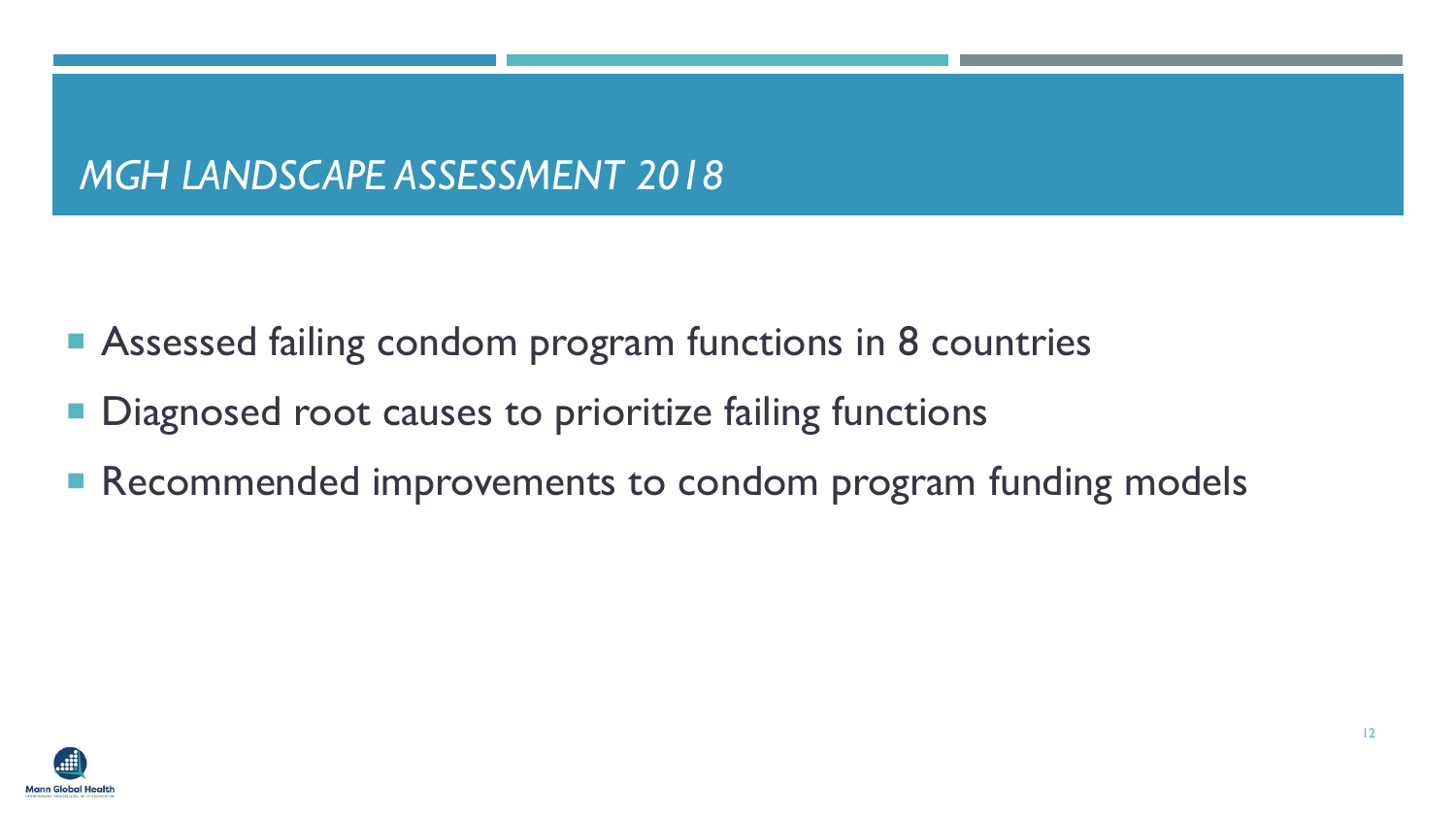# *MGH LANDSCAPE ASSESSMENT 2018*

- Assessed failing condom program functions in 8 countries
- Diagnosed root causes to prioritize failing functions
- Recommended improvements to condom program funding models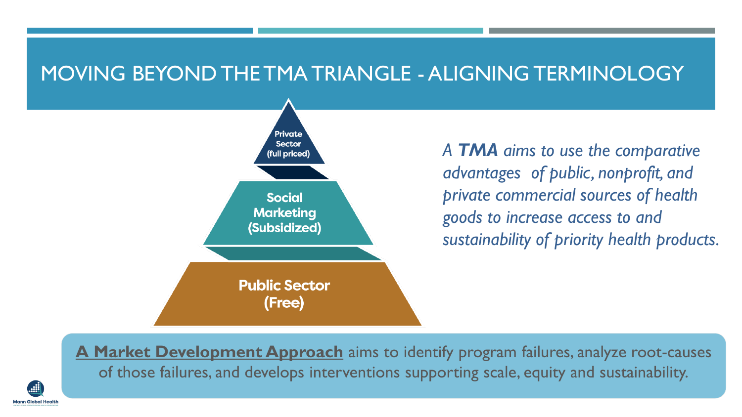# MOVING BEYOND THE TMA TRIANGLE - ALIGNING TERMINOLOGY

Private Sector (full priced)

Social Marketing (Subsidized)

Public Sector (Free)

*A **TMA** aims to use the comparative advantages of public, nonprofit, and private commercial sources of health goods to increase access to and sustainability of priority health products.*

**A Market Development Approach** aims to identify program failures, analyze root-causes of those failures, and develops interventions supporting scale, equity and sustainability.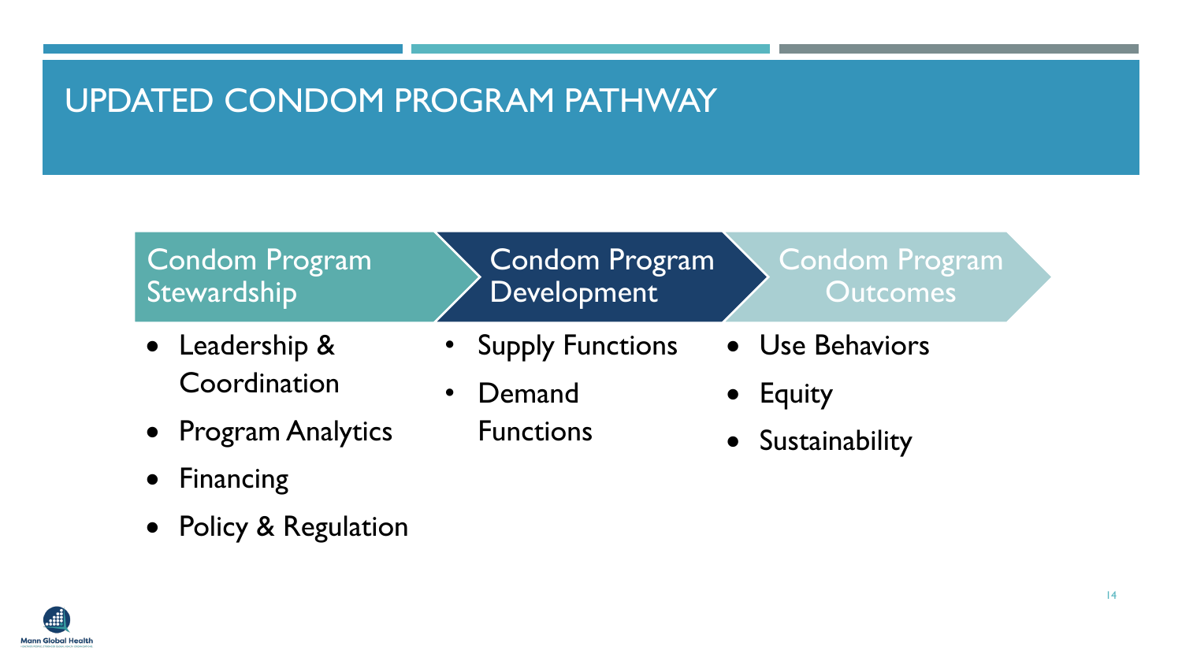# UPDATED CONDOM PROGRAM PATHWAY

## Condom Program Stewardship

- Leadership & Coordination
- Program Analytics
- Financing
- Policy & Regulation

## Condom Program Development

- Supply Functions
- Demand Functions

## Condom Program Outcomes

- Use Behaviors
- Equity
- Sustainability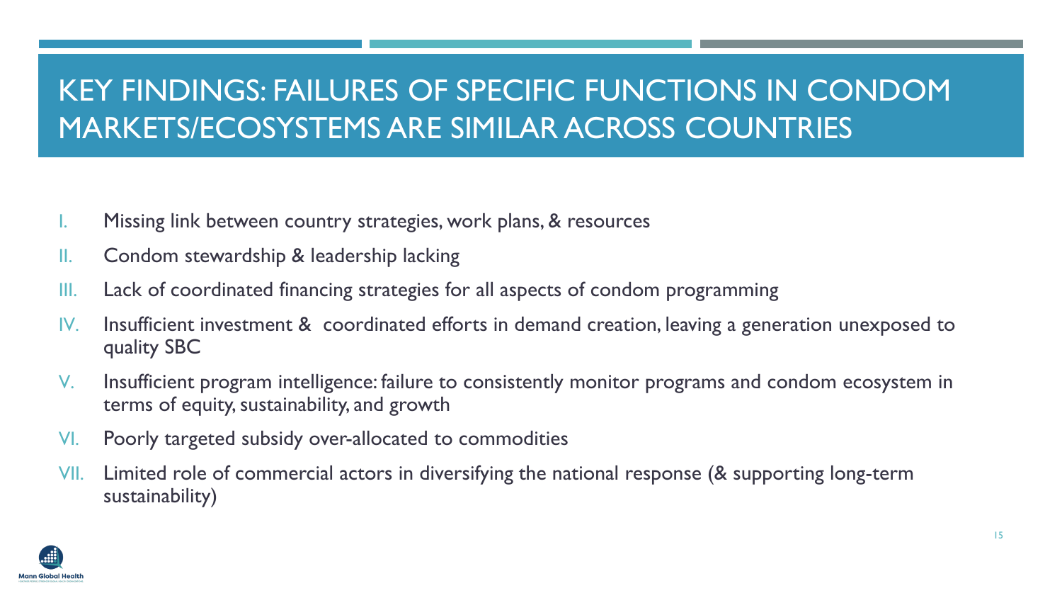# KEY FINDINGS: FAILURES OF SPECIFIC FUNCTIONS IN CONDOM MARKETS/ECOSYSTEMS ARE SIMILAR ACROSS COUNTRIES

I. Missing link between country strategies, work plans, & resources

II. Condom stewardship & leadership lacking

III. Lack of coordinated financing strategies for all aspects of condom programming

IV. Insufficient investment & coordinated efforts in demand creation, leaving a generation unexposed to quality SBC

V. Insufficient program intelligence: failure to consistently monitor programs and condom ecosystem in terms of equity, sustainability, and growth

VI. Poorly targeted subsidy over-allocated to commodities

VII. Limited role of commercial actors in diversifying the national response (& supporting long-term sustainability)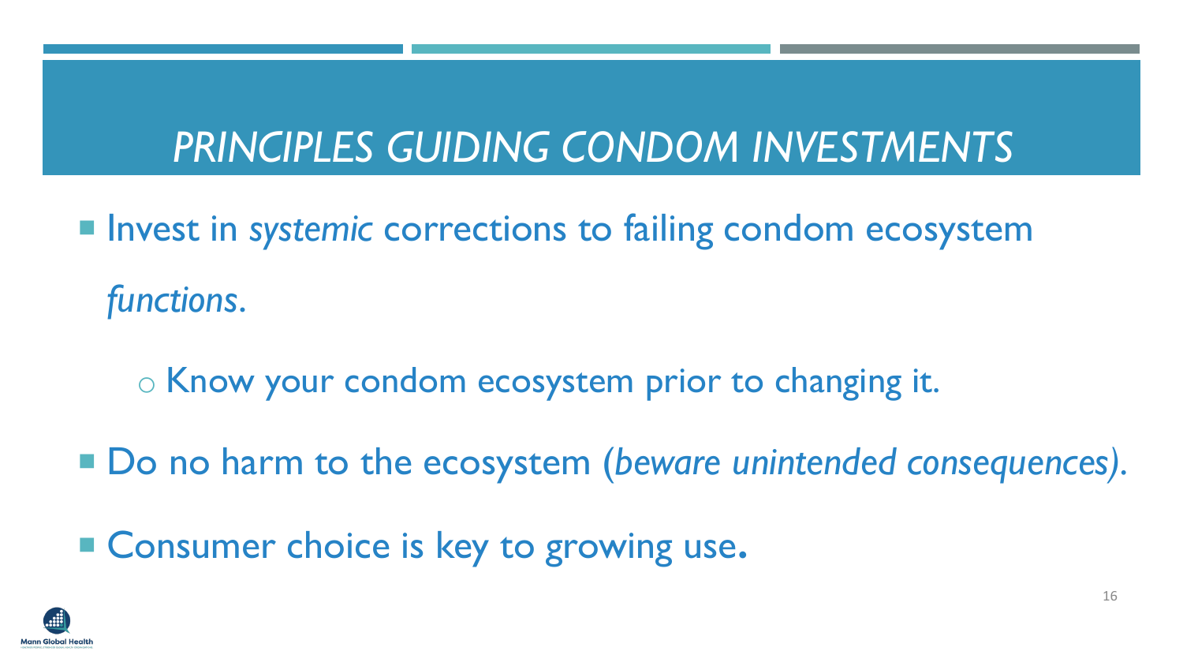# *PRINCIPLES GUIDING CONDOM INVESTMENTS*

- Invest in *systemic* corrections to failing condom ecosystem *functions*.
  - Know your condom ecosystem prior to changing it.
- Do no harm to the ecosystem (*beware unintended consequences).*
- Consumer choice is key to growing use**.**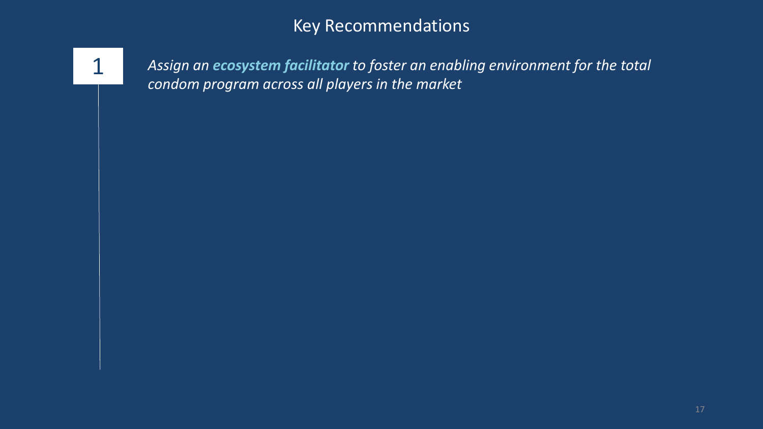# Key Recommendations

1

*Assign an **ecosystem facilitator** to foster an enabling environment for the total condom program across all players in the market*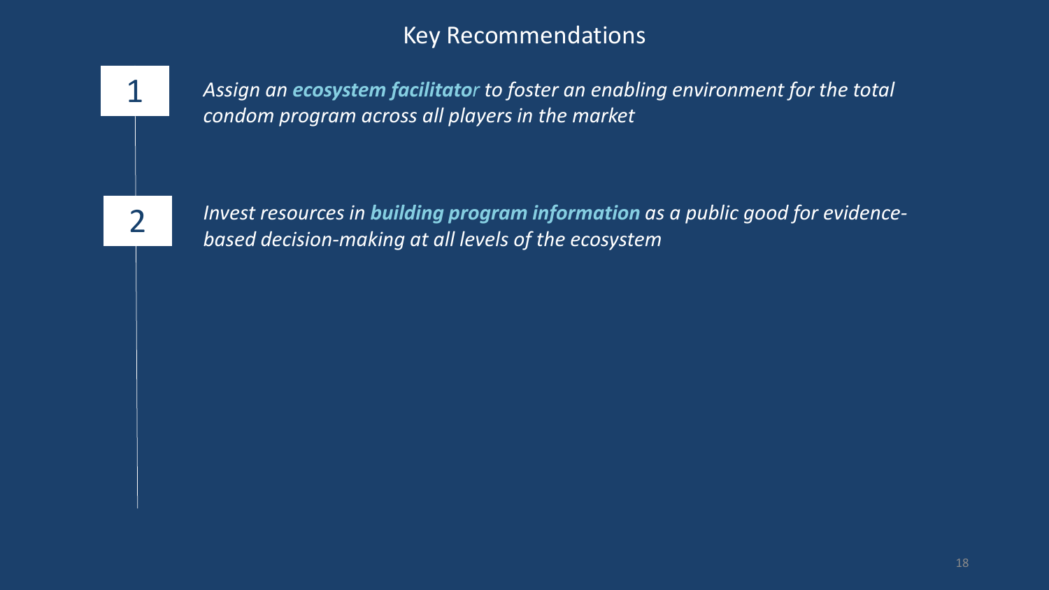# Key Recommendations

1. *Assign an **ecosystem facilitator** to foster an enabling environment for the total condom program across all players in the market*

2. *Invest resources in **building program information** as a public good for evidence-based decision-making at all levels of the ecosystem*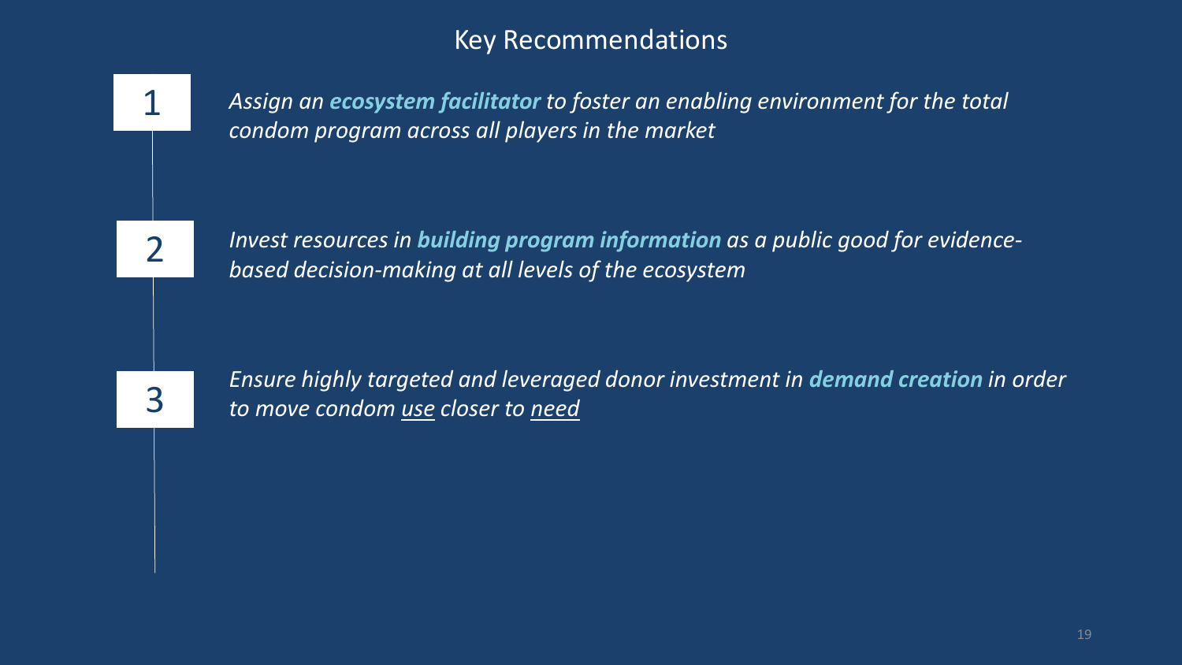# Key Recommendations

1. *Assign an **ecosystem facilitator** to foster an enabling environment for the total condom program across all players in the market*

2. *Invest resources in **building program information** as a public good for evidence-based decision-making at all levels of the ecosystem*

3. *Ensure highly targeted and leveraged donor investment in **demand creation** in order to move condom use closer to need*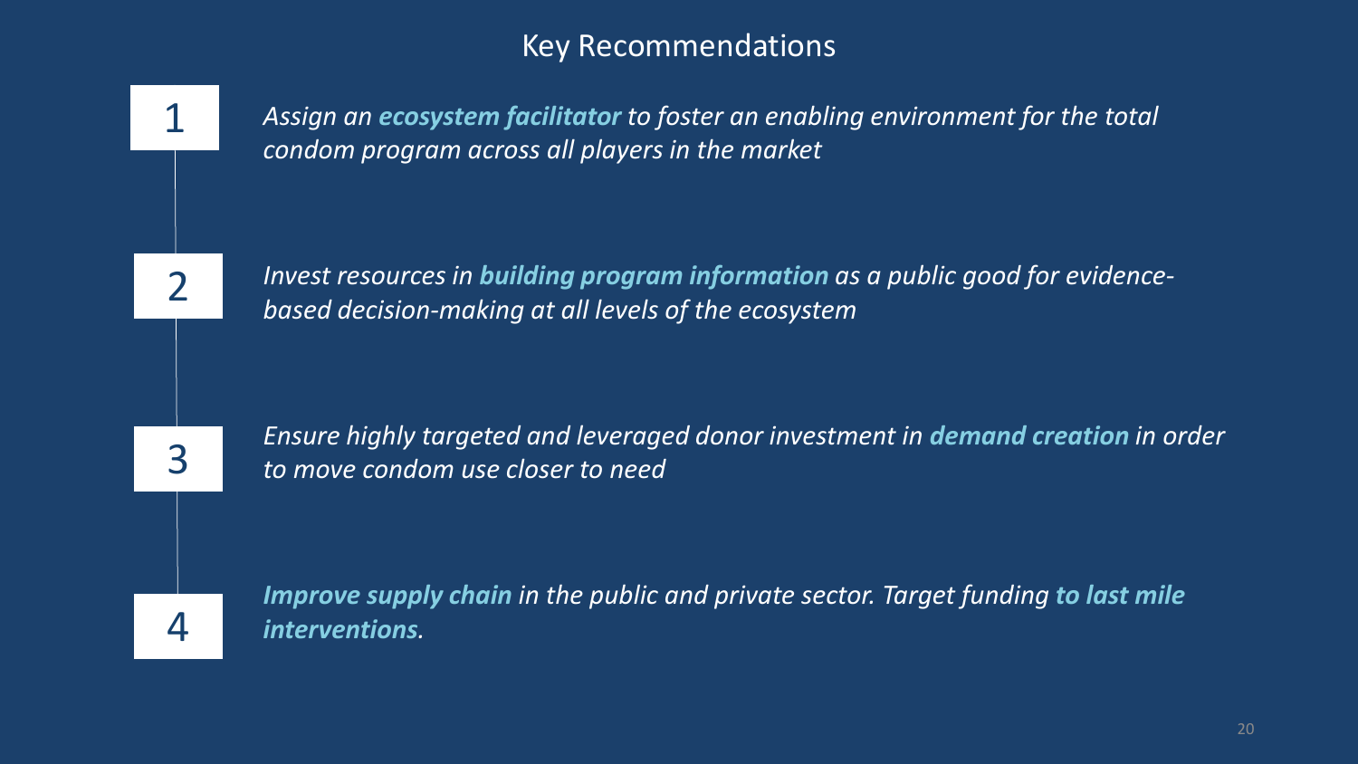# Key Recommendations

1. *Assign an **ecosystem facilitator** to foster an enabling environment for the total condom program across all players in the market*

2. *Invest resources in **building program information** as a public good for evidence-based decision-making at all levels of the ecosystem*

3. *Ensure highly targeted and leveraged donor investment in **demand creation** in order to move condom use closer to need*

4. ***Improve supply chain** in the public and private sector. Target funding **to last mile interventions.***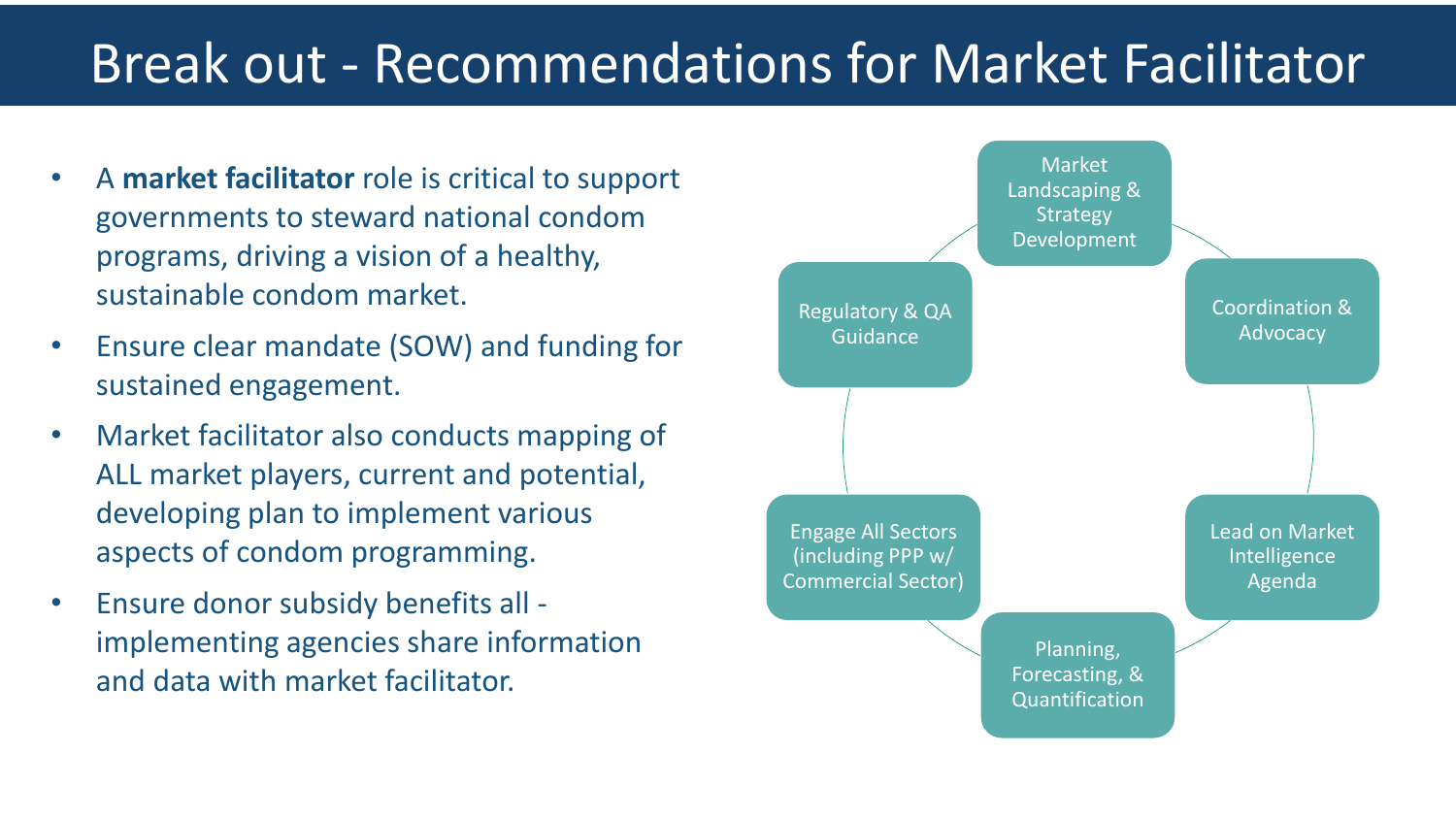# Break out - Recommendations for Market Facilitator

- A **market facilitator** role is critical to support governments to steward national condom programs, driving a vision of a healthy, sustainable condom market.
- Ensure clear mandate (SOW) and funding for sustained engagement.
- Market facilitator also conducts mapping of ALL market players, current and potential, developing plan to implement various aspects of condom programming.
- Ensure donor subsidy benefits all - implementing agencies share information and data with market facilitator.

Market Landscaping & Strategy Development

Coordination & Advocacy

Lead on Market Intelligence Agenda

Planning, Forecasting, & Quantification

Engage All Sectors (including PPP w/ Commercial Sector)

Regulatory & QA Guidance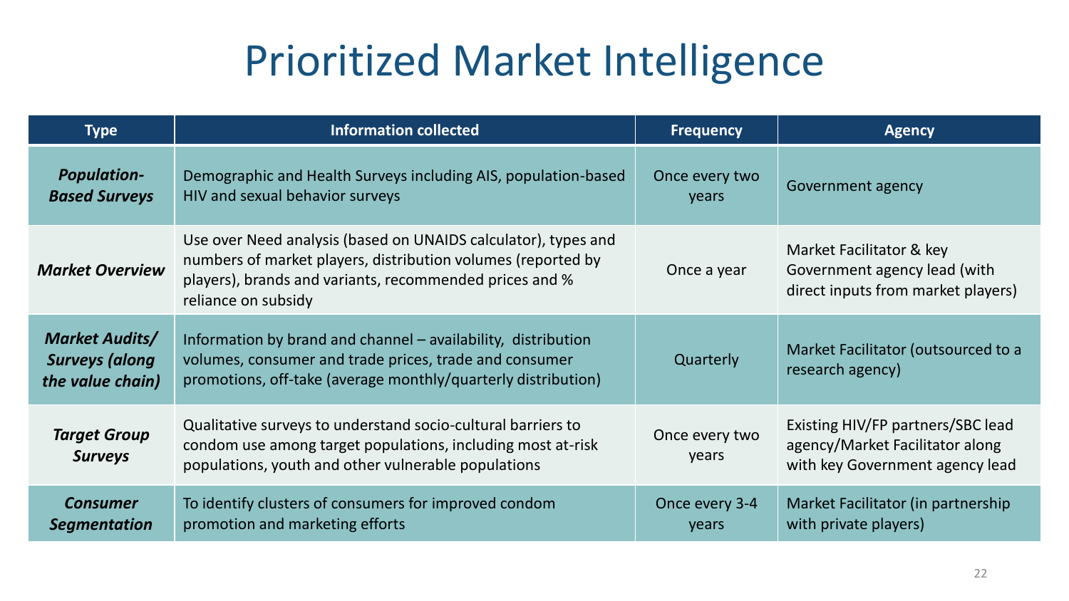# Prioritized Market Intelligence

| Type | Information collected | Frequency | Agency |
|---|---|---|---|
| ***Population-Based Surveys*** | Demographic and Health Surveys including AIS, population-based HIV and sexual behavior surveys | Once every two years | Government agency |
| ***Market Overview*** | Use over Need analysis (based on UNAIDS calculator), types and numbers of market players, distribution volumes (reported by players), brands and variants, recommended prices and % reliance on subsidy | Once a year | Market Facilitator & key Government agency lead (with direct inputs from market players) |
| ***Market Audits/ Surveys (along the value chain)*** | Information by brand and channel – availability, distribution volumes, consumer and trade prices, trade and consumer promotions, off-take (average monthly/quarterly distribution) | Quarterly | Market Facilitator (outsourced to a research agency) |
| ***Target Group Surveys*** | Qualitative surveys to understand socio-cultural barriers to condom use among target populations, including most at-risk populations, youth and other vulnerable populations | Once every two years | Existing HIV/FP partners/SBC lead agency/Market Facilitator along with key Government agency lead |
| ***Consumer Segmentation*** | To identify clusters of consumers for improved condom promotion and marketing efforts | Once every 3-4 years | Market Facilitator (in partnership with private players) |